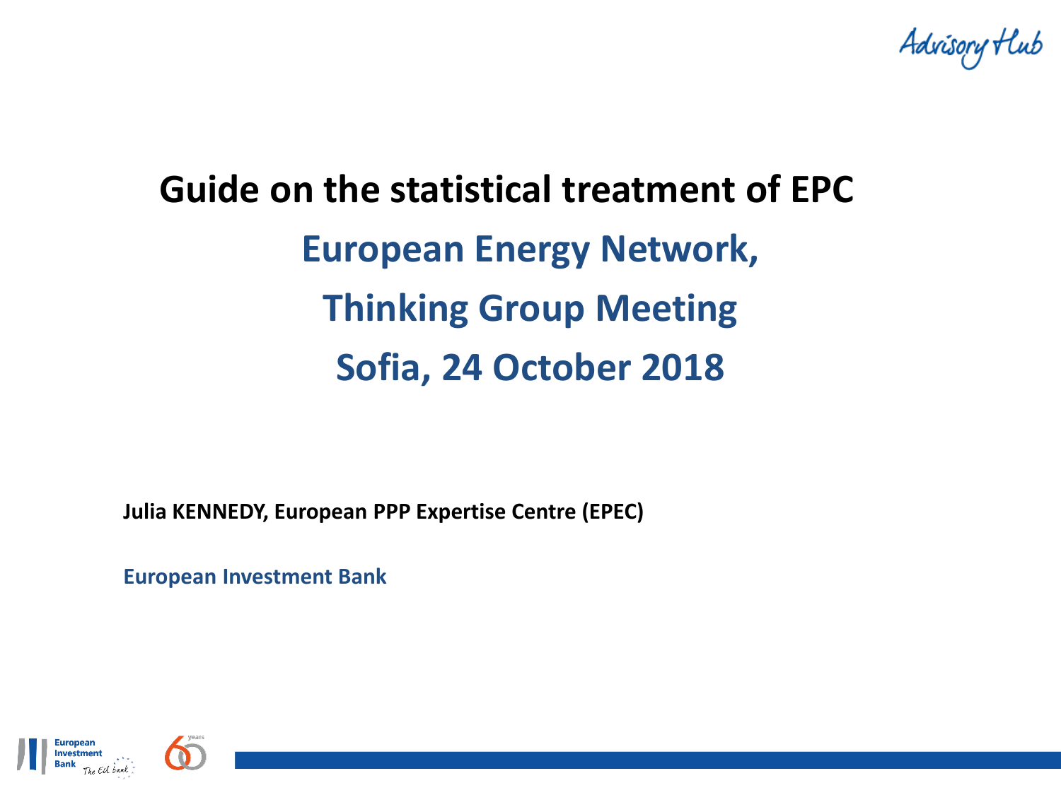# Guide on the statistical treatment of EPC

## European Energy Network,

## Thinking Group Meeting

## Sofia, 24 October 2018

**Julia KENNEDY, European PPP Expertise Centre (EPEC)**

**European Investment Bank**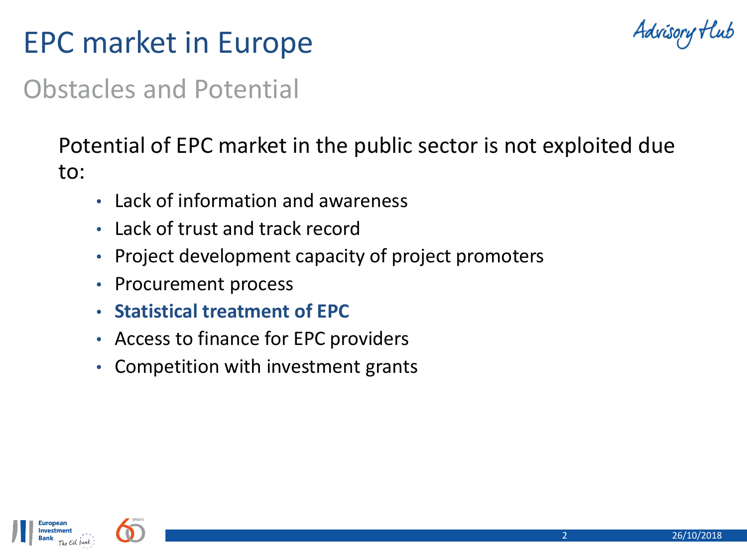# EPC market in Europe

## Obstacles and Potential

Potential of EPC market in the public sector is not exploited due to:

- Lack of information and awareness
- Lack of trust and track record
- Project development capacity of project promoters
- Procurement process
- **Statistical treatment of EPC**
- Access to finance for EPC providers
- Competition with investment grants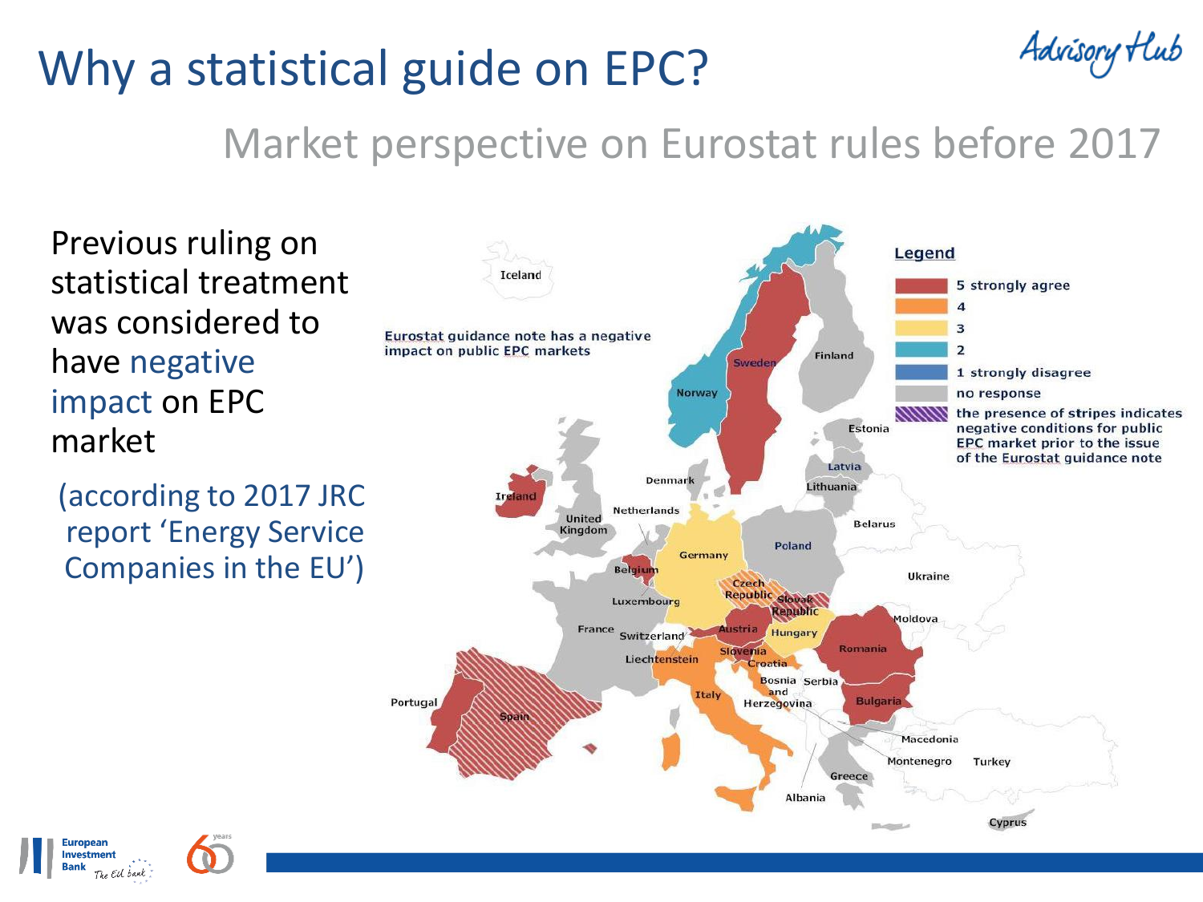# Why a statistical guide on EPC?

## Market perspective on Eurostat rules before 2017

Previous ruling on statistical treatment was considered to have negative impact on EPC market

(according to 2017 JRC report 'Energy Service Companies in the EU')

Eurostat guidance note has a negative impact on public EPC markets

**Legend**

- 5 strongly agree
- 4
- 3
- 2
- 1 strongly disagree
- no response
- the presence of stripes indicates negative conditions for public EPC market prior to the issue of the Eurostat guidance note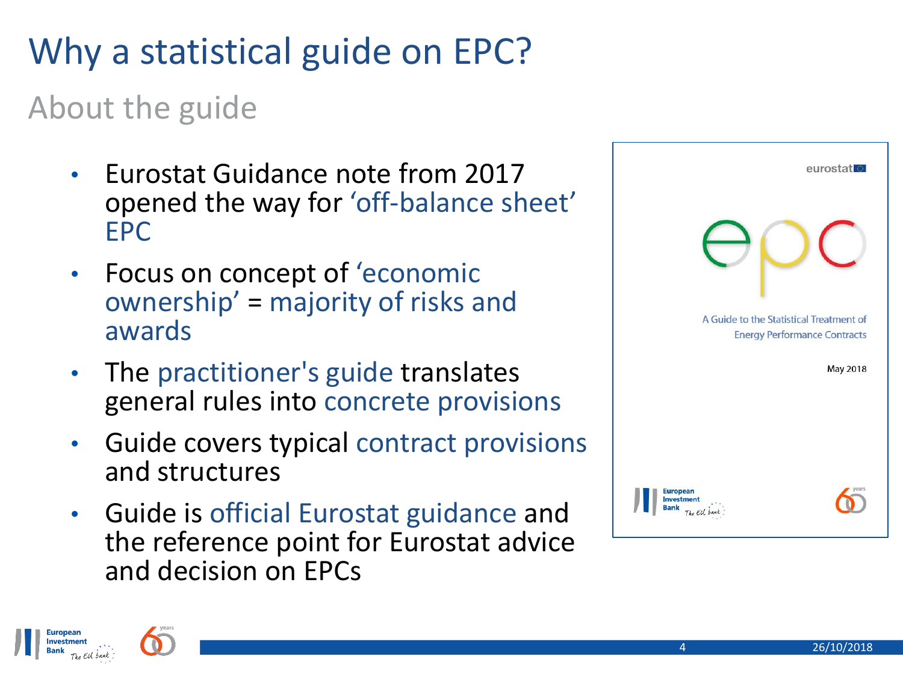# Why a statistical guide on EPC?

## About the guide

- Eurostat Guidance note from 2017 opened the way for 'off-balance sheet' EPC
- Focus on concept of 'economic ownership' = majority of risks and awards
- The practitioner's guide translates general rules into concrete provisions
- Guide covers typical contract provisions and structures
- Guide is official Eurostat guidance and the reference point for Eurostat advice and decision on EPCs

eurostat

epc

A Guide to the Statistical Treatment of Energy Performance Contracts

May 2018

European Investment Bank The EU bank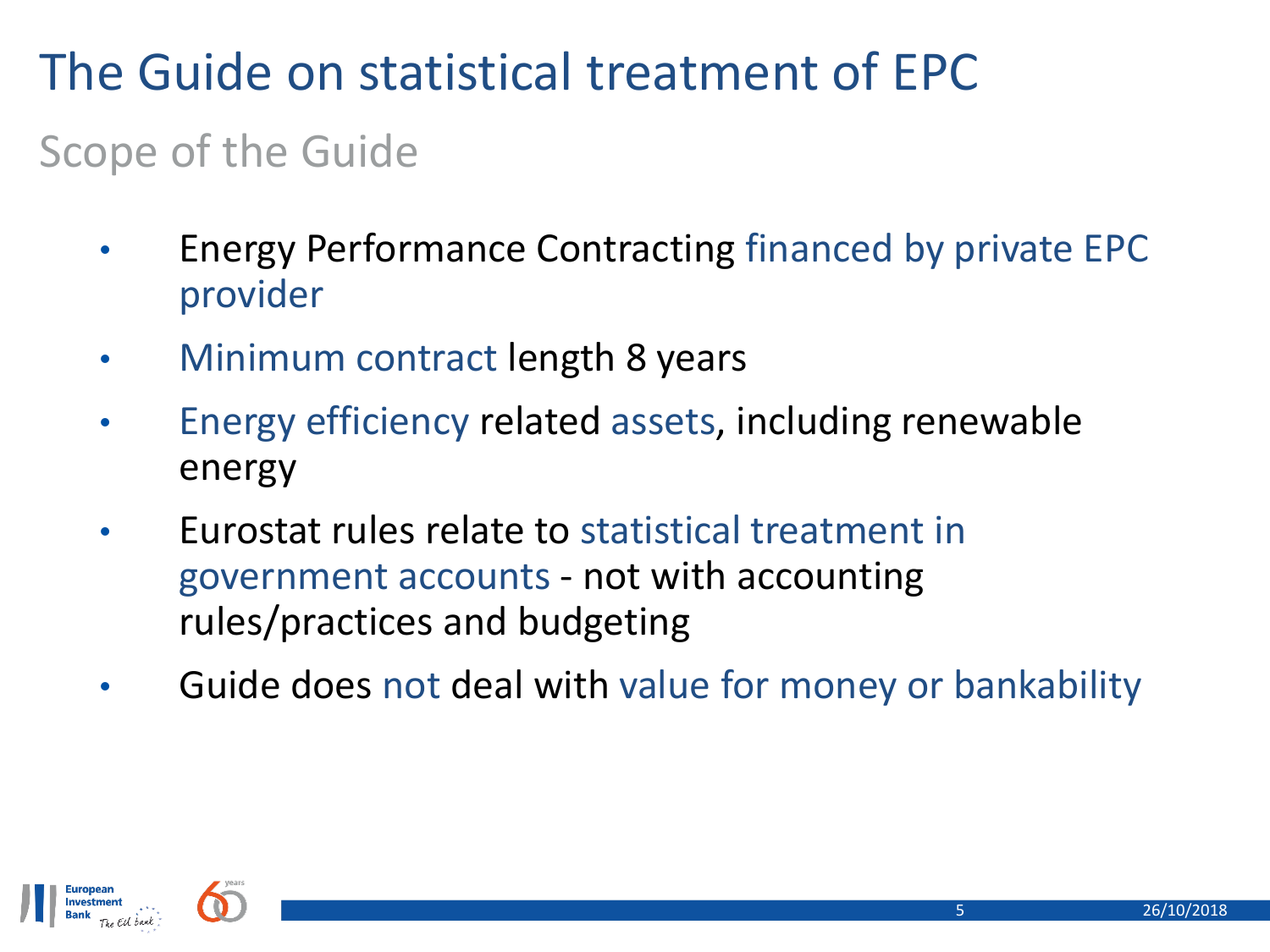# The Guide on statistical treatment of EPC

## Scope of the Guide

- Energy Performance Contracting financed by private EPC provider
- Minimum contract length 8 years
- Energy efficiency related assets, including renewable energy
- Eurostat rules relate to statistical treatment in government accounts - not with accounting rules/practices and budgeting
- Guide does not deal with value for money or bankability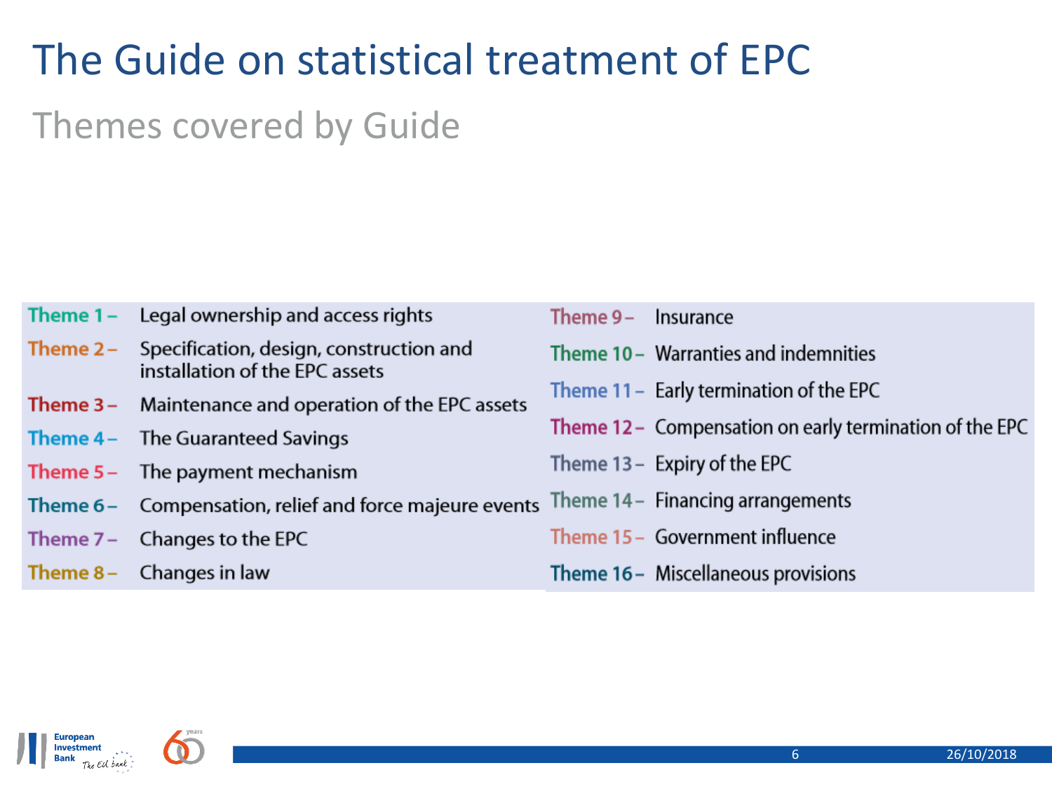# The Guide on statistical treatment of EPC

## Themes covered by Guide

- **Theme 1 –** Legal ownership and access rights
- **Theme 2 –** Specification, design, construction and installation of the EPC assets
- **Theme 3 –** Maintenance and operation of the EPC assets
- **Theme 4 –** The Guaranteed Savings
- **Theme 5 –** The payment mechanism
- **Theme 6 –** Compensation, relief and force majeure events
- **Theme 7 –** Changes to the EPC
- **Theme 8 –** Changes in law
- **Theme 9 –** Insurance
- **Theme 10 –** Warranties and indemnities
- **Theme 11 –** Early termination of the EPC
- **Theme 12 –** Compensation on early termination of the EPC
- **Theme 13 –** Expiry of the EPC
- **Theme 14 –** Financing arrangements
- **Theme 15 –** Government influence
- **Theme 16 –** Miscellaneous provisions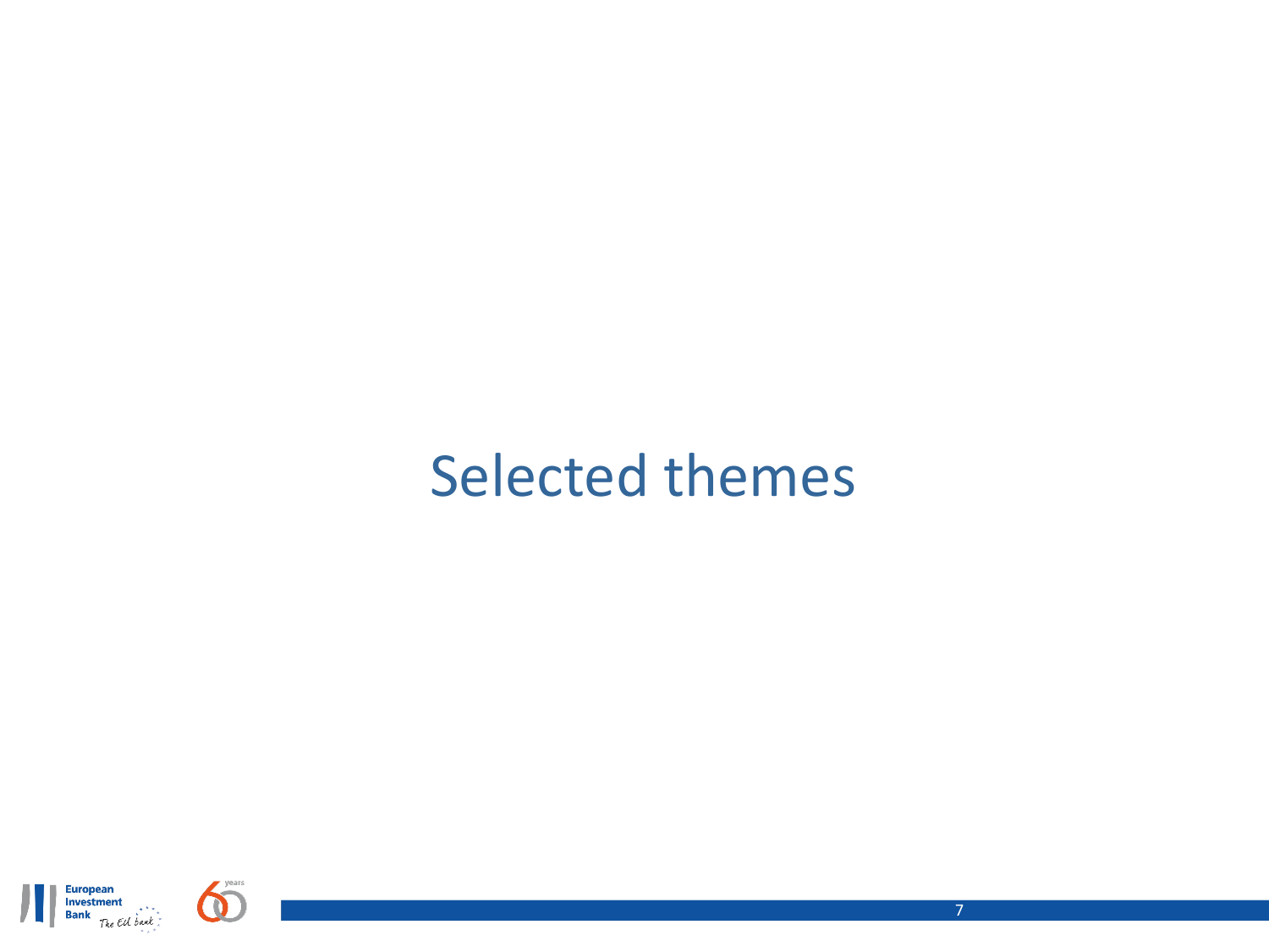# Selected themes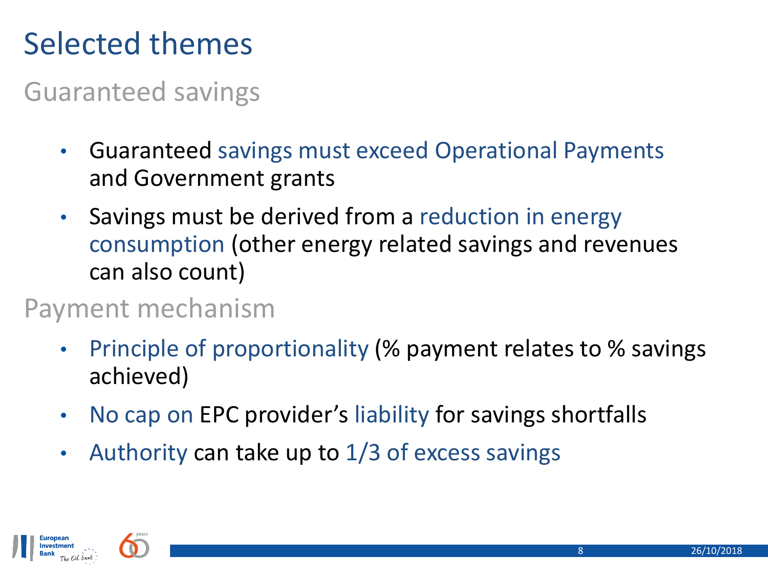# Selected themes

## Guaranteed savings

- Guaranteed savings must exceed Operational Payments and Government grants
- Savings must be derived from a reduction in energy consumption (other energy related savings and revenues can also count)

## Payment mechanism

- Principle of proportionality (% payment relates to % savings achieved)
- No cap on EPC provider's liability for savings shortfalls
- Authority can take up to 1/3 of excess savings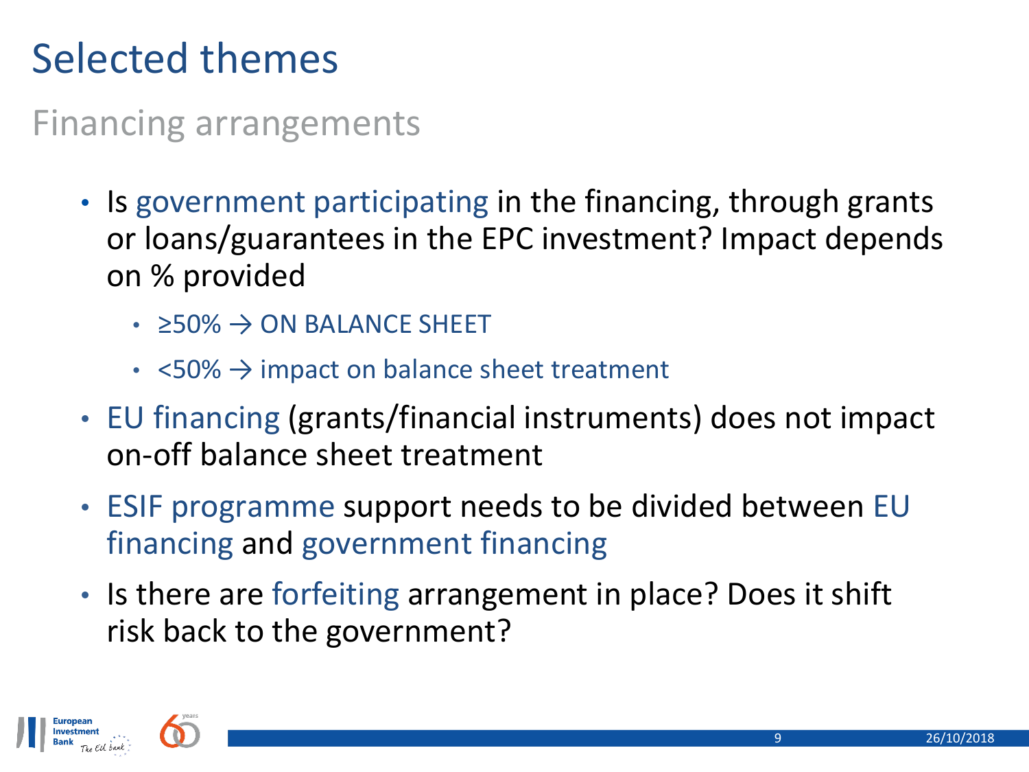# Selected themes

## Financing arrangements

- Is government participating in the financing, through grants or loans/guarantees in the EPC investment? Impact depends on % provided
  - ≥50% → ON BALANCE SHEET
  - <50% → impact on balance sheet treatment
- EU financing (grants/financial instruments) does not impact on-off balance sheet treatment
- ESIF programme support needs to be divided between EU financing and government financing
- Is there are forfeiting arrangement in place? Does it shift risk back to the government?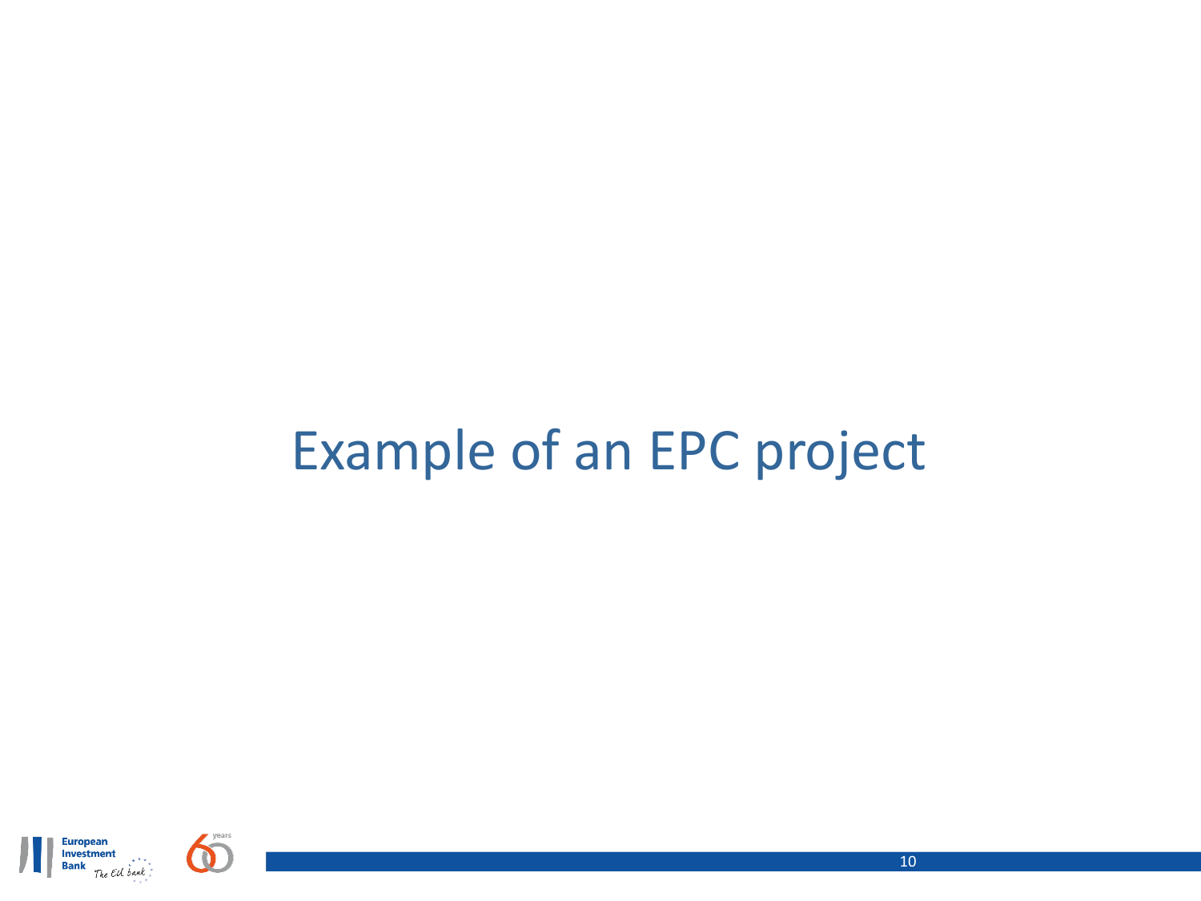# Example of an EPC project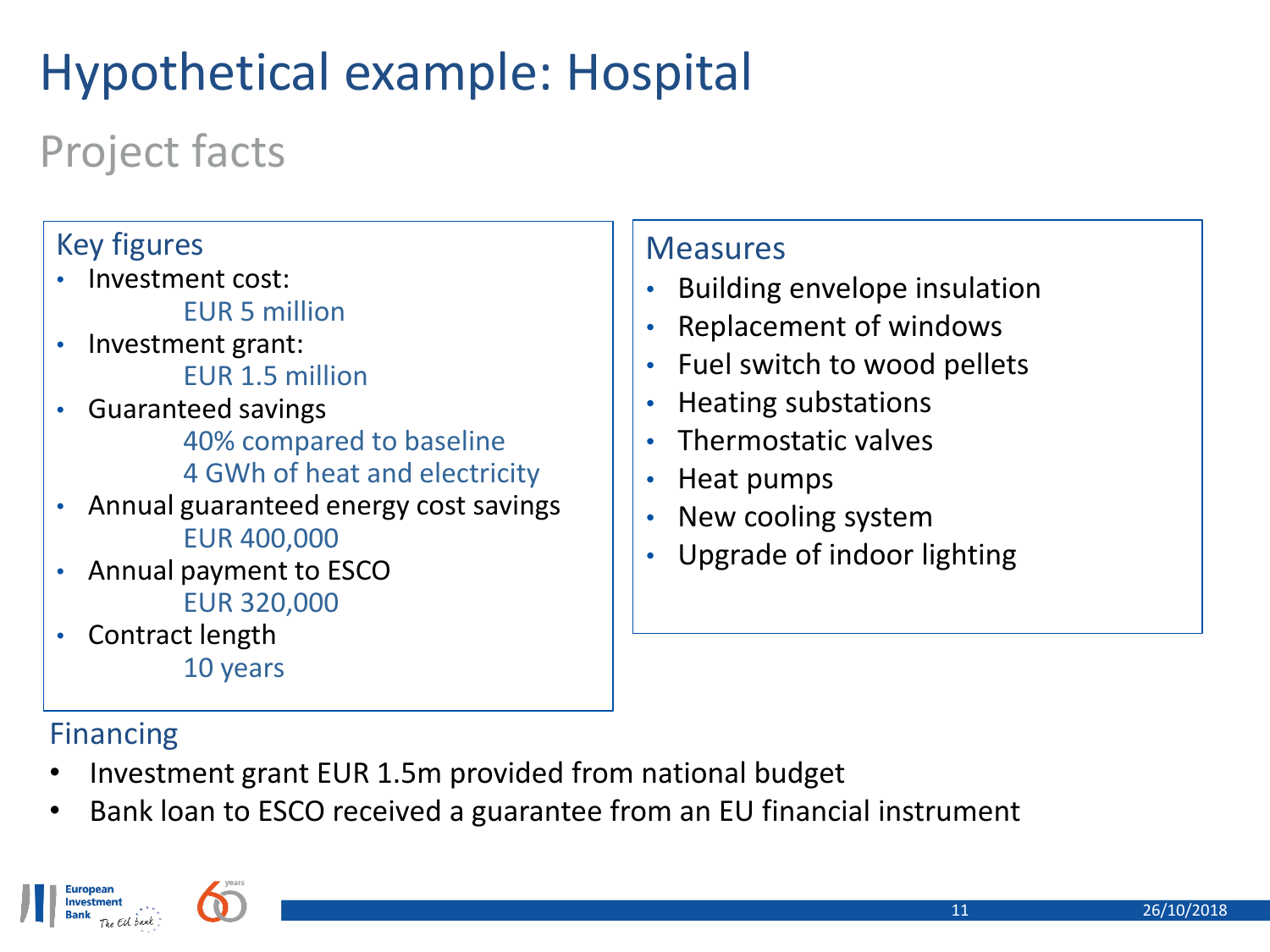# Hypothetical example: Hospital

## Project facts

### Key figures

- Investment cost:
  EUR 5 million
- Investment grant:
  EUR 1.5 million
- Guaranteed savings
  40% compared to baseline
  4 GWh of heat and electricity
- Annual guaranteed energy cost savings
  EUR 400,000
- Annual payment to ESCO
  EUR 320,000
- Contract length
  10 years

### Measures

- Building envelope insulation
- Replacement of windows
- Fuel switch to wood pellets
- Heating substations
- Thermostatic valves
- Heat pumps
- New cooling system
- Upgrade of indoor lighting

### Financing

- Investment grant EUR 1.5m provided from national budget
- Bank loan to ESCO received a guarantee from an EU financial instrument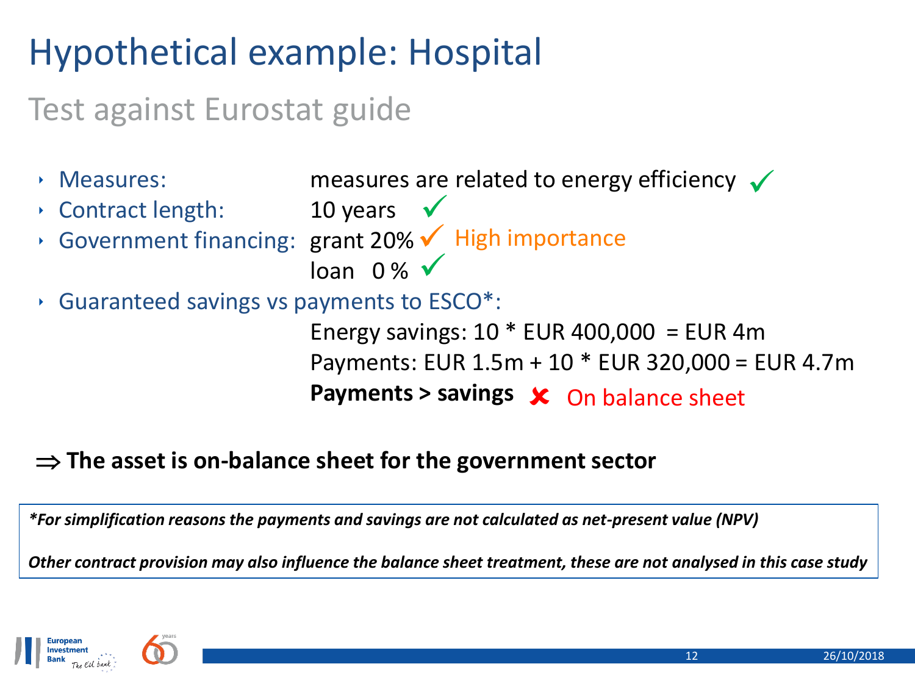# Hypothetical example: Hospital

## Test against Eurostat guide

- Measures: measures are related to energy efficiency ✓
- Contract length: 10 years ✓
- Government financing: grant 20% ✓ High importance
  loan 0 % ✓
- Guaranteed savings vs payments to ESCO*:
  Energy savings: 10 * EUR 400,000 = EUR 4m
  Payments: EUR 1.5m + 10 * EUR 320,000 = EUR 4.7m
  **Payments > savings** ✘ On balance sheet

$\Rightarrow$ **The asset is on-balance sheet for the government sector**

***For simplification reasons the payments and savings are not calculated as net-present value (NPV)***

***Other contract provision may also influence the balance sheet treatment, these are not analysed in this case study***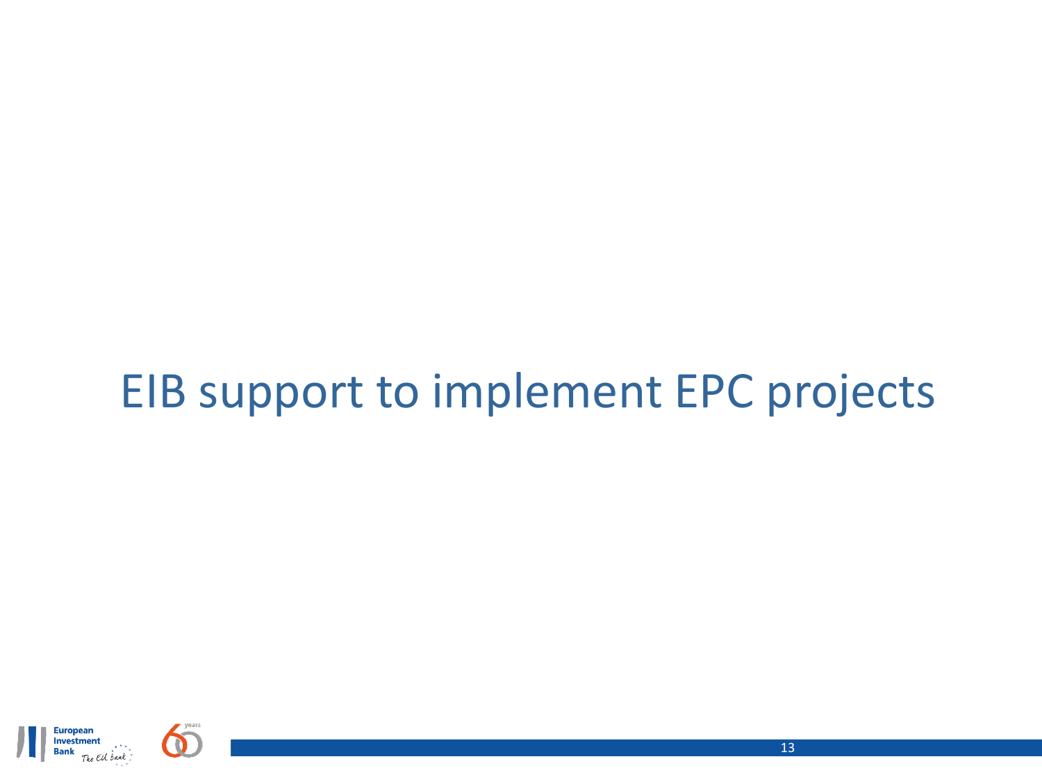# EIB support to implement EPC projects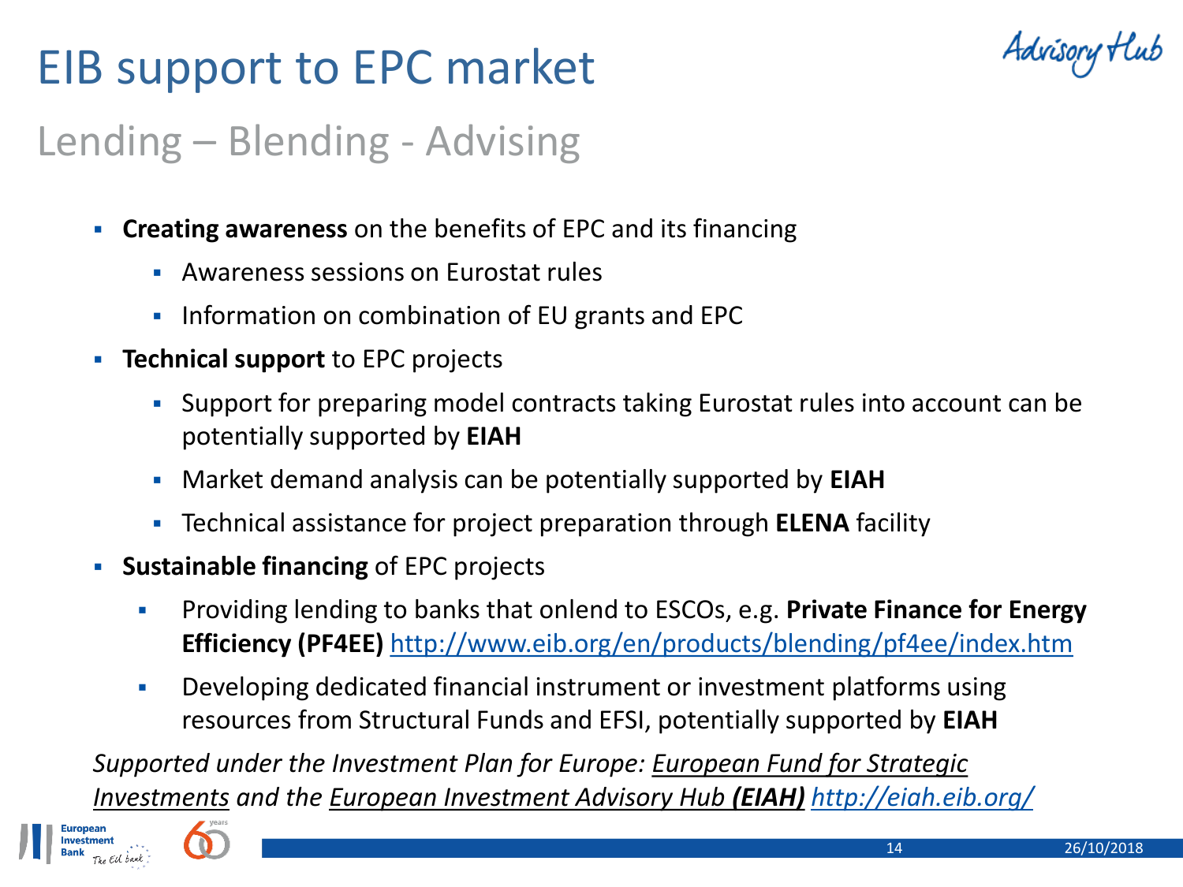# EIB support to EPC market

## Lending – Blending - Advising

- **Creating awareness** on the benefits of EPC and its financing
  - Awareness sessions on Eurostat rules
  - Information on combination of EU grants and EPC
- **Technical support** to EPC projects
  - Support for preparing model contracts taking Eurostat rules into account can be potentially supported by **EIAH**
  - Market demand analysis can be potentially supported by **EIAH**
  - Technical assistance for project preparation through **ELENA** facility
- **Sustainable financing** of EPC projects
  - Providing lending to banks that onlend to ESCOs, e.g. **Private Finance for Energy Efficiency (PF4EE)** http://www.eib.org/en/products/blending/pf4ee/index.htm
  - Developing dedicated financial instrument or investment platforms using resources from Structural Funds and EFSI, potentially supported by **EIAH**

*Supported under the Investment Plan for Europe: European Fund for Strategic Investments and the European Investment Advisory Hub **(EIAH)** http://eiah.eib.org/*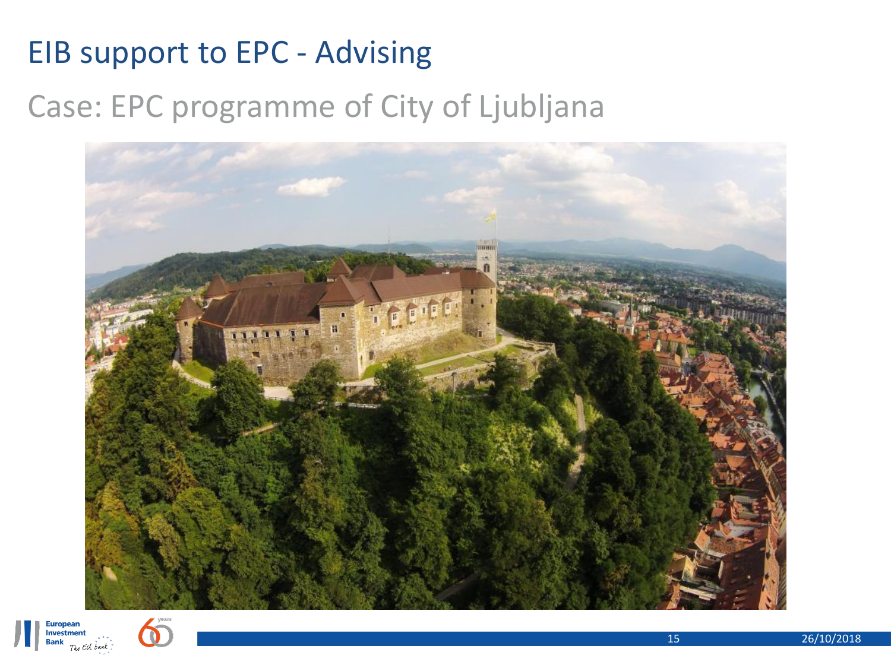# EIB support to EPC - Advising

## Case: EPC programme of City of Ljubljana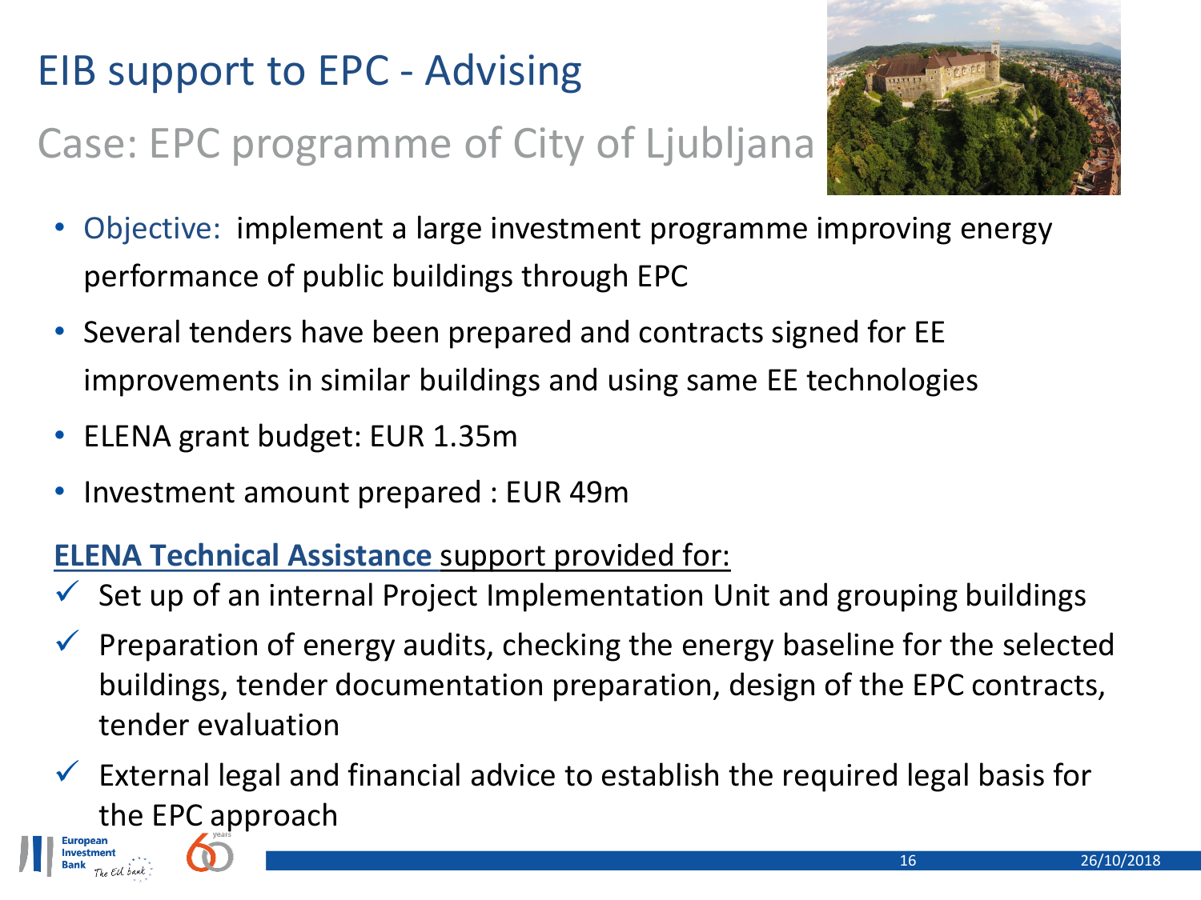# EIB support to EPC - Advising

## Case: EPC programme of City of Ljubljana

- Objective: implement a large investment programme improving energy performance of public buildings through EPC
- Several tenders have been prepared and contracts signed for EE improvements in similar buildings and using same EE technologies
- ELENA grant budget: EUR 1.35m
- Investment amount prepared : EUR 49m

**ELENA Technical Assistance** support provided for:

- ✓ Set up of an internal Project Implementation Unit and grouping buildings
- ✓ Preparation of energy audits, checking the energy baseline for the selected buildings, tender documentation preparation, design of the EPC contracts, tender evaluation
- ✓ External legal and financial advice to establish the required legal basis for the EPC approach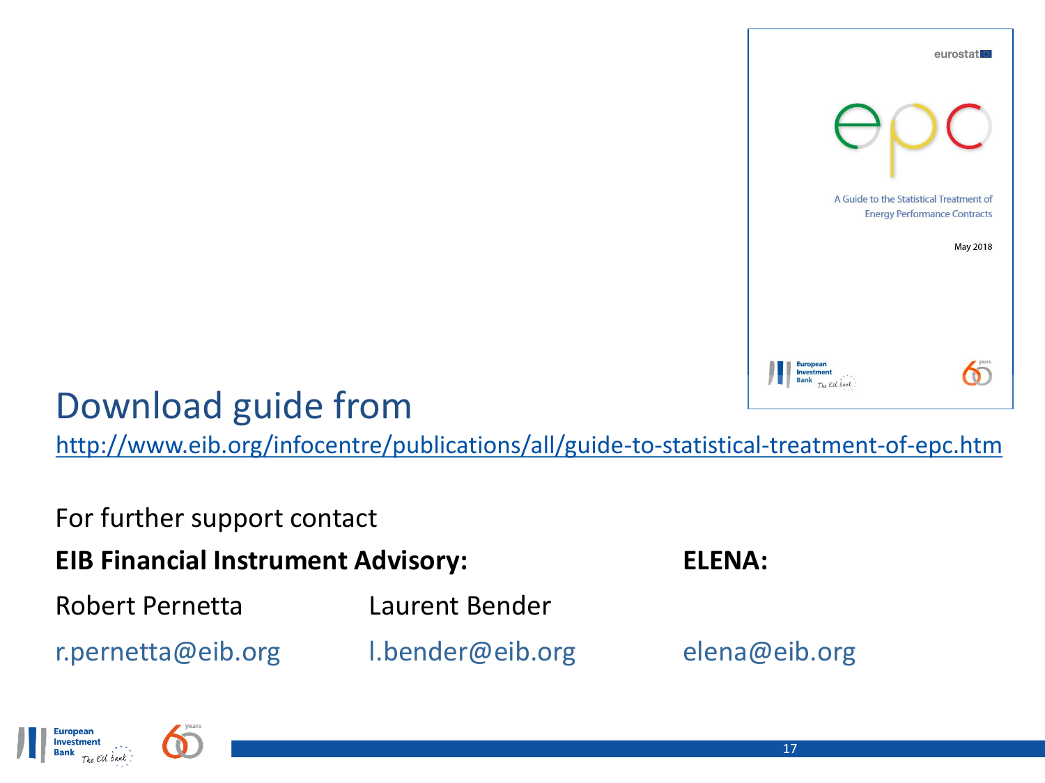## Download guide from

http://www.eib.org/infocentre/publications/all/guide-to-statistical-treatment-of-epc.htm

For further support contact

**EIB Financial Instrument Advisory:**

Robert Pernetta
r.pernetta@eib.org

Laurent Bender
l.bender@eib.org

**ELENA:**

elena@eib.org